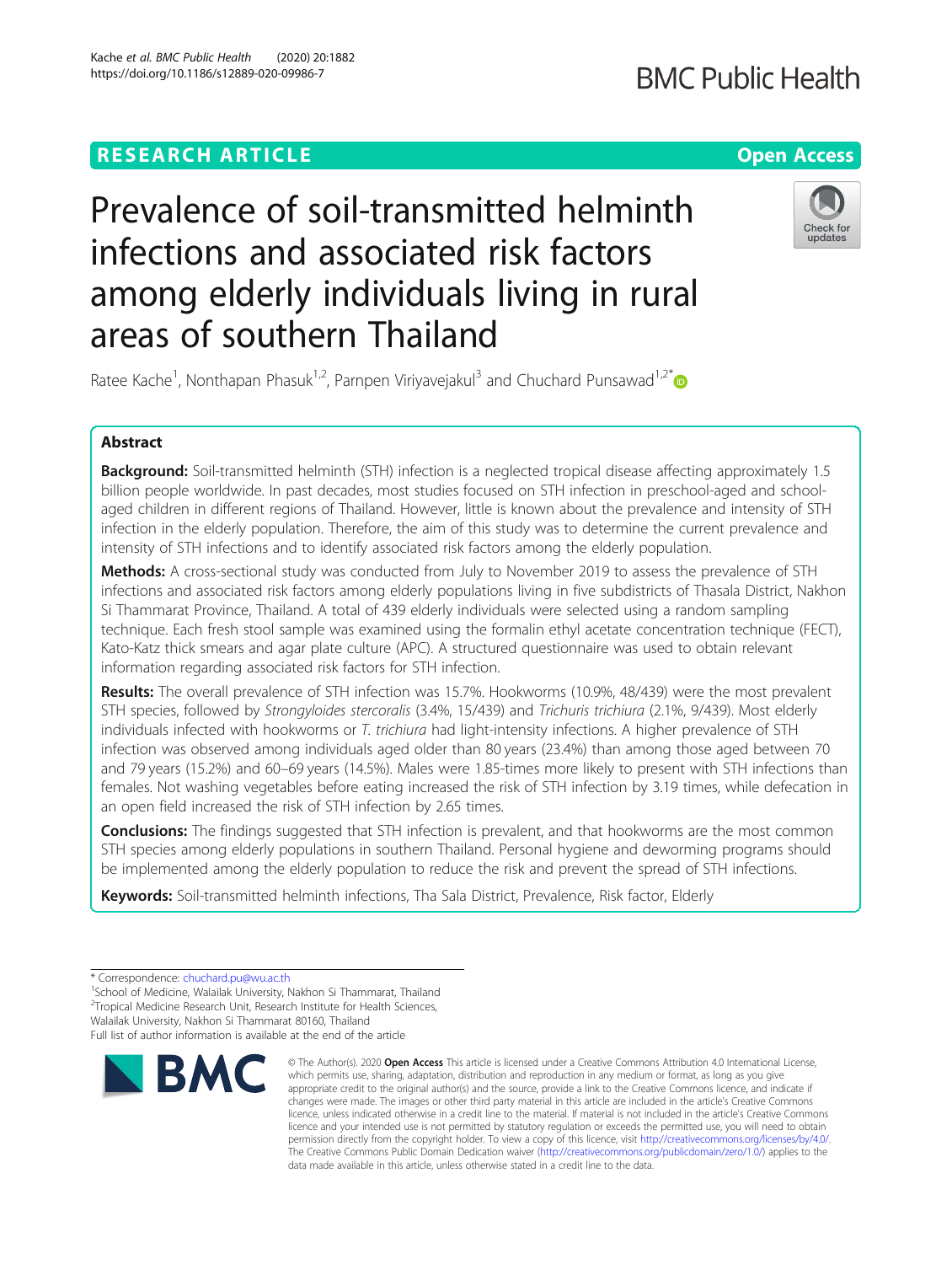RESEARCH ARTICLE

Open Access

# Prevalence of soil-transmitted helminth infections and associated risk factors among elderly individuals living in rural areas of southern Thailand

Ratee Kache[1], Nonthapan Phasuk[1,2], Parnpen Viriyavejakul[3] and Chuchard Punsawad[1,2*]

## Abstract

**Background:** Soil-transmitted helminth (STH) infection is a neglected tropical disease affecting approximately 1.5 billion people worldwide. In past decades, most studies focused on STH infection in preschool-aged and school-aged children in different regions of Thailand. However, little is known about the prevalence and intensity of STH infection in the elderly population. Therefore, the aim of this study was to determine the current prevalence and intensity of STH infections and to identify associated risk factors among the elderly population.

**Methods:** A cross-sectional study was conducted from July to November 2019 to assess the prevalence of STH infections and associated risk factors among elderly populations living in five subdistricts of Thasala District, Nakhon Si Thammarat Province, Thailand. A total of 439 elderly individuals were selected using a random sampling technique. Each fresh stool sample was examined using the formalin ethyl acetate concentration technique (FECT), Kato-Katz thick smears and agar plate culture (APC). A structured questionnaire was used to obtain relevant information regarding associated risk factors for STH infection.

**Results:** The overall prevalence of STH infection was 15.7%. Hookworms (10.9%, 48/439) were the most prevalent STH species, followed by *Strongyloides stercoralis* (3.4%, 15/439) and *Trichuris trichiura* (2.1%, 9/439). Most elderly individuals infected with hookworms or *T. trichiura* had light-intensity infections. A higher prevalence of STH infection was observed among individuals aged older than 80 years (23.4%) than among those aged between 70 and 79 years (15.2%) and 60–69 years (14.5%). Males were 1.85-times more likely to present with STH infections than females. Not washing vegetables before eating increased the risk of STH infection by 3.19 times, while defecation in an open field increased the risk of STH infection by 2.65 times.

**Conclusions:** The findings suggested that STH infection is prevalent, and that hookworms are the most common STH species among elderly populations in southern Thailand. Personal hygiene and deworming programs should be implemented among the elderly population to reduce the risk and prevent the spread of STH infections.

**Keywords:** Soil-transmitted helminth infections, Tha Sala District, Prevalence, Risk factor, Elderly

---

* Correspondence: chuchard.pu@wu.ac.th

[1]School of Medicine, Walailak University, Nakhon Si Thammarat, Thailand

[2]Tropical Medicine Research Unit, Research Institute for Health Sciences, Walailak University, Nakhon Si Thammarat 80160, Thailand

Full list of author information is available at the end of the article

© The Author(s). 2020 **Open Access** This article is licensed under a Creative Commons Attribution 4.0 International License, which permits use, sharing, adaptation, distribution and reproduction in any medium or format, as long as you give appropriate credit to the original author(s) and the source, provide a link to the Creative Commons licence, and indicate if changes were made. The images or other third party material in this article are included in the article's Creative Commons licence, unless indicated otherwise in a credit line to the material. If material is not included in the article's Creative Commons licence and your intended use is not permitted by statutory regulation or exceeds the permitted use, you will need to obtain permission directly from the copyright holder. To view a copy of this licence, visit http://creativecommons.org/licenses/by/4.0/. The Creative Commons Public Domain Dedication waiver (http://creativecommons.org/publicdomain/zero/1.0/) applies to the data made available in this article, unless otherwise stated in a credit line to the data.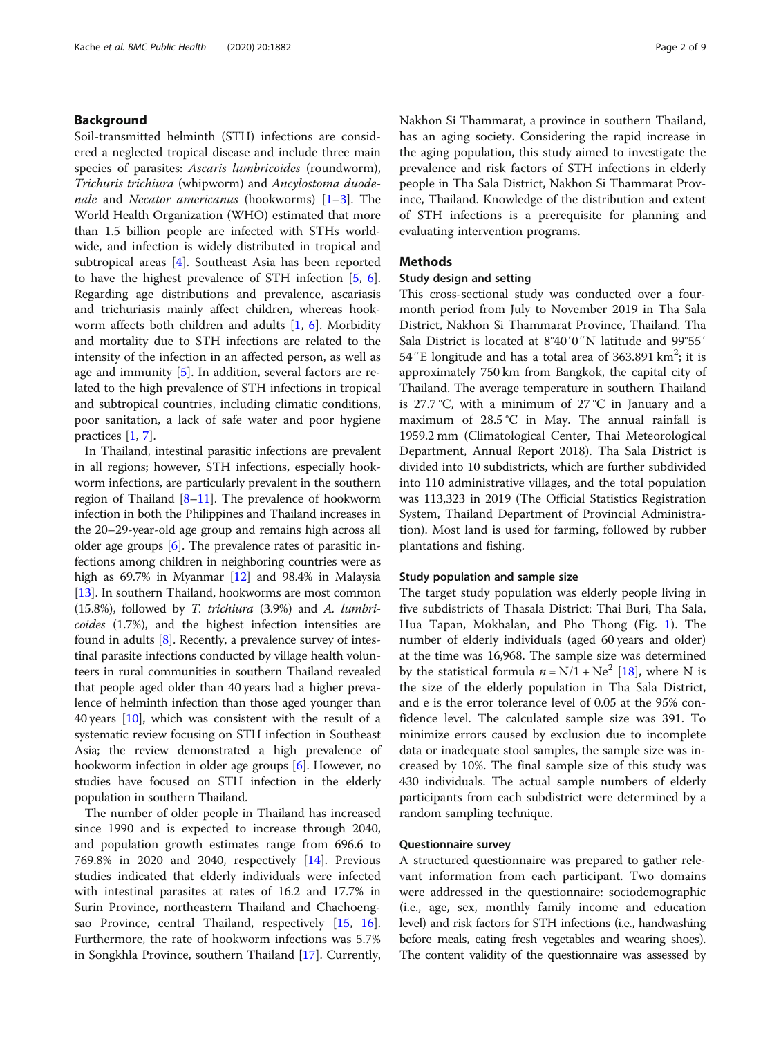## Background

Soil-transmitted helminth (STH) infections are considered a neglected tropical disease and include three main species of parasites: *Ascaris lumbricoides* (roundworm), *Trichuris trichiura* (whipworm) and *Ancylostoma duodenale* and *Necator americanus* (hookworms) [1–3]. The World Health Organization (WHO) estimated that more than 1.5 billion people are infected with STHs worldwide, and infection is widely distributed in tropical and subtropical areas [4]. Southeast Asia has been reported to have the highest prevalence of STH infection [5, 6]. Regarding age distributions and prevalence, ascariasis and trichuriasis mainly affect children, whereas hookworm affects both children and adults [1, 6]. Morbidity and mortality due to STH infections are related to the intensity of the infection in an affected person, as well as age and immunity [5]. In addition, several factors are related to the high prevalence of STH infections in tropical and subtropical countries, including climatic conditions, poor sanitation, a lack of safe water and poor hygiene practices [1, 7].

In Thailand, intestinal parasitic infections are prevalent in all regions; however, STH infections, especially hookworm infections, are particularly prevalent in the southern region of Thailand [8–11]. The prevalence of hookworm infection in both the Philippines and Thailand increases in the 20–29-year-old age group and remains high across all older age groups [6]. The prevalence rates of parasitic infections among children in neighboring countries were as high as 69.7% in Myanmar [12] and 98.4% in Malaysia [13]. In southern Thailand, hookworms are most common (15.8%), followed by *T. trichiura* (3.9%) and *A. lumbricoides* (1.7%), and the highest infection intensities are found in adults [8]. Recently, a prevalence survey of intestinal parasite infections conducted by village health volunteers in rural communities in southern Thailand revealed that people aged older than 40 years had a higher prevalence of helminth infection than those aged younger than 40 years [10], which was consistent with the result of a systematic review focusing on STH infection in Southeast Asia; the review demonstrated a high prevalence of hookworm infection in older age groups [6]. However, no studies have focused on STH infection in the elderly population in southern Thailand.

The number of older people in Thailand has increased since 1990 and is expected to increase through 2040, and population growth estimates range from 696.6 to 769.8% in 2020 and 2040, respectively [14]. Previous studies indicated that elderly individuals were infected with intestinal parasites at rates of 16.2 and 17.7% in Surin Province, northeastern Thailand and Chachoengsao Province, central Thailand, respectively [15, 16]. Furthermore, the rate of hookworm infections was 5.7% in Songkhla Province, southern Thailand [17]. Currently, Nakhon Si Thammarat, a province in southern Thailand, has an aging society. Considering the rapid increase in the aging population, this study aimed to investigate the prevalence and risk factors of STH infections in elderly people in Tha Sala District, Nakhon Si Thammarat Province, Thailand. Knowledge of the distribution and extent of STH infections is a prerequisite for planning and evaluating intervention programs.

## Methods

### Study design and setting

This cross-sectional study was conducted over a four-month period from July to November 2019 in Tha Sala District, Nakhon Si Thammarat Province, Thailand. Tha Sala District is located at 8°40′0″N latitude and 99°55′54″E longitude and has a total area of 363.891 km$^2$; it is approximately 750 km from Bangkok, the capital city of Thailand. The average temperature in southern Thailand is 27.7 °C, with a minimum of 27 °C in January and a maximum of 28.5 °C in May. The annual rainfall is 1959.2 mm (Climatological Center, Thai Meteorological Department, Annual Report 2018). Tha Sala District is divided into 10 subdistricts, which are further subdivided into 110 administrative villages, and the total population was 113,323 in 2019 (The Official Statistics Registration System, Thailand Department of Provincial Administration). Most land is used for farming, followed by rubber plantations and fishing.

### Study population and sample size

The target study population was elderly people living in five subdistricts of Thasala District: Thai Buri, Tha Sala, Hua Tapan, Mokhalan, and Pho Thong (Fig. 1). The number of elderly individuals (aged 60 years and older) at the time was 16,968. The sample size was determined by the statistical formula $n = N/1 + Ne^2$ [18], where N is the size of the elderly population in Tha Sala District, and e is the error tolerance level of 0.05 at the 95% confidence level. The calculated sample size was 391. To minimize errors caused by exclusion due to incomplete data or inadequate stool samples, the sample size was increased by 10%. The final sample size of this study was 430 individuals. The actual sample numbers of elderly participants from each subdistrict were determined by a random sampling technique.

### Questionnaire survey

A structured questionnaire was prepared to gather relevant information from each participant. Two domains were addressed in the questionnaire: sociodemographic (i.e., age, sex, monthly family income and education level) and risk factors for STH infections (i.e., handwashing before meals, eating fresh vegetables and wearing shoes). The content validity of the questionnaire was assessed by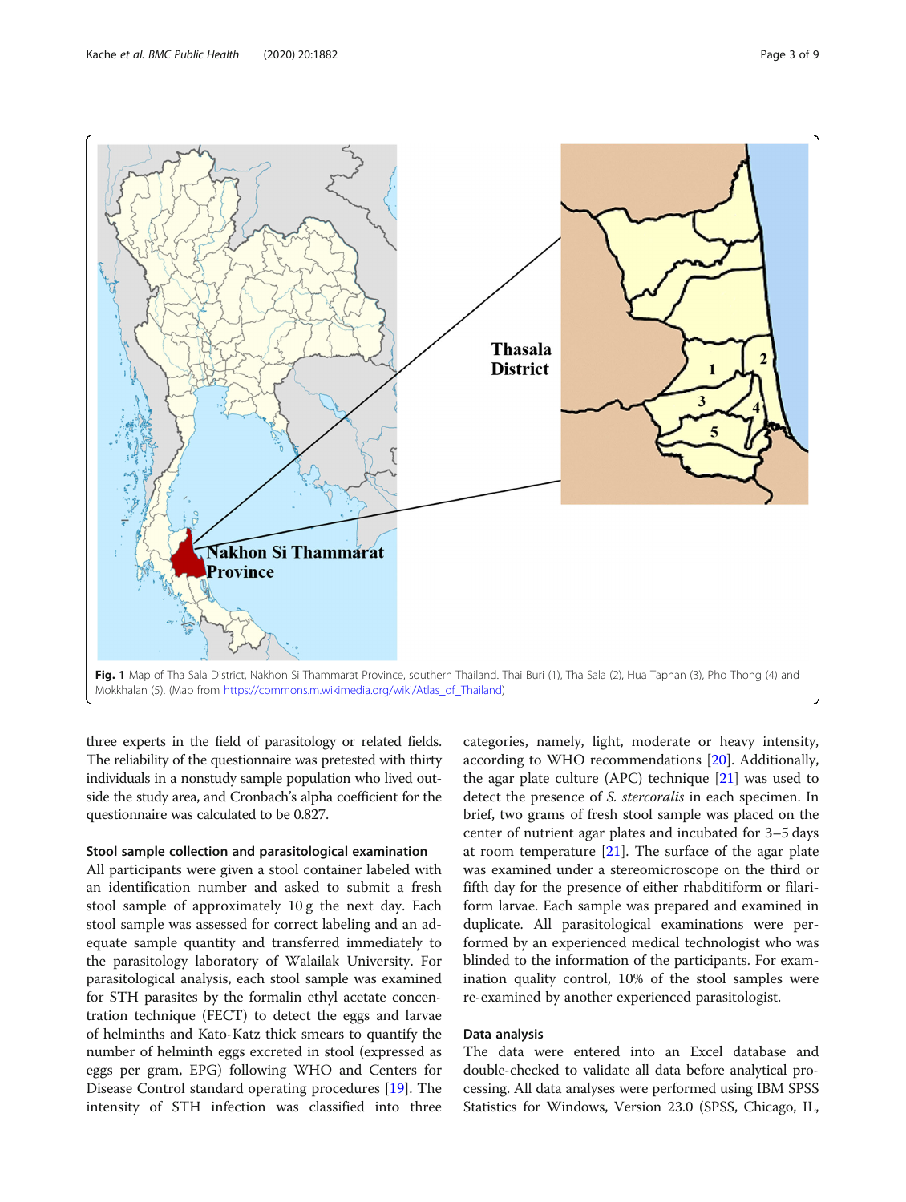Fig. 1 Map of Tha Sala District, Nakhon Si Thammarat Province, southern Thailand. Thai Buri (1), Tha Sala (2), Hua Taphan (3), Pho Thong (4) and Mokkhalan (5). (Map from https://commons.m.wikimedia.org/wiki/Atlas_of_Thailand)

three experts in the field of parasitology or related fields. The reliability of the questionnaire was pretested with thirty individuals in a nonstudy sample population who lived outside the study area, and Cronbach's alpha coefficient for the questionnaire was calculated to be 0.827.

### Stool sample collection and parasitological examination

All participants were given a stool container labeled with an identification number and asked to submit a fresh stool sample of approximately 10 g the next day. Each stool sample was assessed for correct labeling and an adequate sample quantity and transferred immediately to the parasitology laboratory of Walailak University. For parasitological analysis, each stool sample was examined for STH parasites by the formalin ethyl acetate concentration technique (FECT) to detect the eggs and larvae of helminths and Kato-Katz thick smears to quantify the number of helminth eggs excreted in stool (expressed as eggs per gram, EPG) following WHO and Centers for Disease Control standard operating procedures [19]. The intensity of STH infection was classified into three categories, namely, light, moderate or heavy intensity, according to WHO recommendations [20]. Additionally, the agar plate culture (APC) technique [21] was used to detect the presence of *S. stercoralis* in each specimen. In brief, two grams of fresh stool sample was placed on the center of nutrient agar plates and incubated for 3–5 days at room temperature [21]. The surface of the agar plate was examined under a stereomicroscope on the third or fifth day for the presence of either rhabditiform or filariform larvae. Each sample was prepared and examined in duplicate. All parasitological examinations were performed by an experienced medical technologist who was blinded to the information of the participants. For examination quality control, 10% of the stool samples were re-examined by another experienced parasitologist.

### Data analysis

The data were entered into an Excel database and double-checked to validate all data before analytical processing. All data analyses were performed using IBM SPSS Statistics for Windows, Version 23.0 (SPSS, Chicago, IL,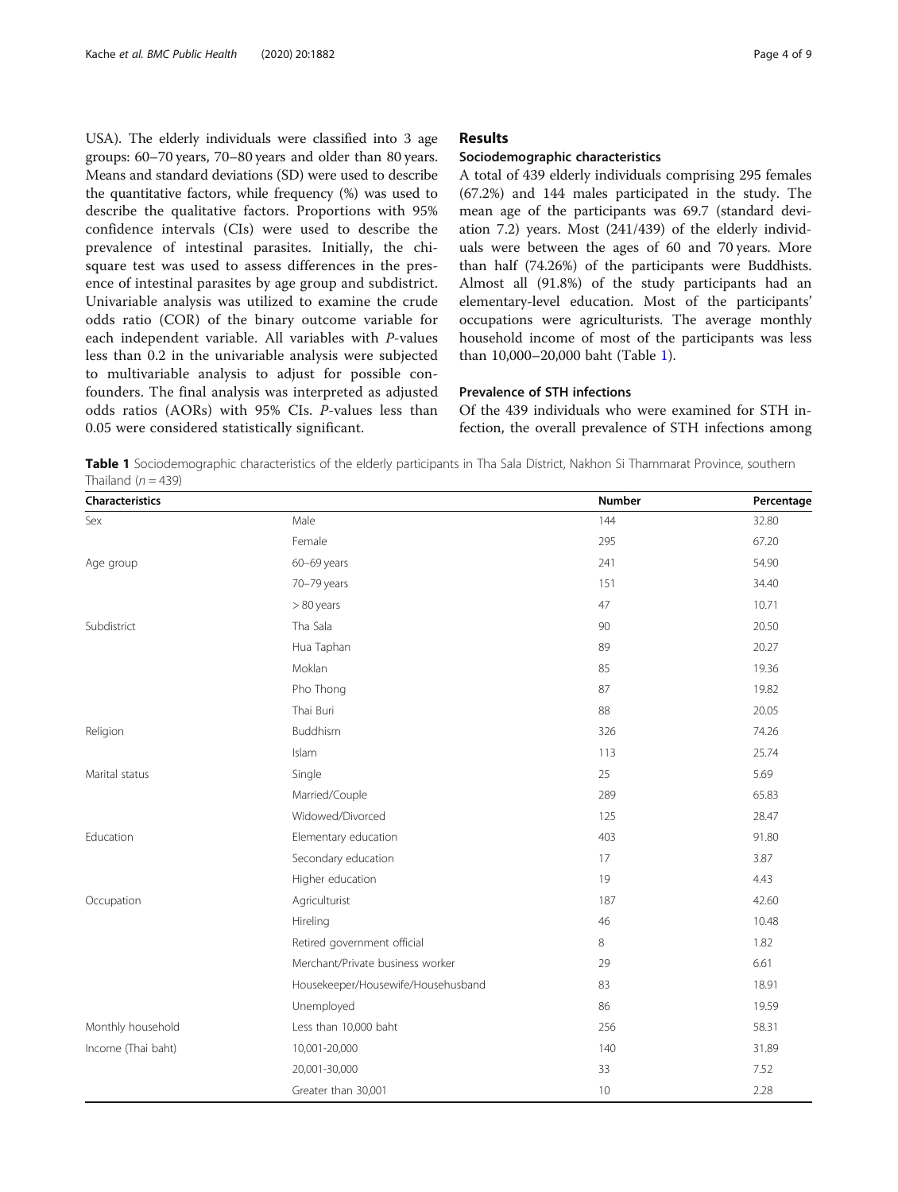USA). The elderly individuals were classified into 3 age groups: 60–70 years, 70–80 years and older than 80 years. Means and standard deviations (SD) were used to describe the quantitative factors, while frequency (%) was used to describe the qualitative factors. Proportions with 95% confidence intervals (CIs) were used to describe the prevalence of intestinal parasites. Initially, the chi-square test was used to assess differences in the presence of intestinal parasites by age group and subdistrict. Univariable analysis was utilized to examine the crude odds ratio (COR) of the binary outcome variable for each independent variable. All variables with *P*-values less than 0.2 in the univariable analysis were subjected to multivariable analysis to adjust for possible confounders. The final analysis was interpreted as adjusted odds ratios (AORs) with 95% CIs. *P*-values less than 0.05 were considered statistically significant.

## Results

### Sociodemographic characteristics

A total of 439 elderly individuals comprising 295 females (67.2%) and 144 males participated in the study. The mean age of the participants was 69.7 (standard deviation 7.2) years. Most (241/439) of the elderly individuals were between the ages of 60 and 70 years. More than half (74.26%) of the participants were Buddhists. Almost all (91.8%) of the study participants had an elementary-level education. Most of the participants' occupations were agriculturists. The average monthly household income of most of the participants was less than 10,000–20,000 baht (Table 1).

### Prevalence of STH infections

Of the 439 individuals who were examined for STH infection, the overall prevalence of STH infections among

**Table 1** Sociodemographic characteristics of the elderly participants in Tha Sala District, Nakhon Si Thammarat Province, southern Thailand ($n = 439$)

| Characteristics | | Number | Percentage |
|---|---|---|---|
| Sex | Male | 144 | 32.80 |
| | Female | 295 | 67.20 |
| Age group | 60–69 years | 241 | 54.90 |
| | 70–79 years | 151 | 34.40 |
| | > 80 years | 47 | 10.71 |
| Subdistrict | Tha Sala | 90 | 20.50 |
| | Hua Taphan | 89 | 20.27 |
| | Moklan | 85 | 19.36 |
| | Pho Thong | 87 | 19.82 |
| | Thai Buri | 88 | 20.05 |
| Religion | Buddhism | 326 | 74.26 |
| | Islam | 113 | 25.74 |
| Marital status | Single | 25 | 5.69 |
| | Married/Couple | 289 | 65.83 |
| | Widowed/Divorced | 125 | 28.47 |
| Education | Elementary education | 403 | 91.80 |
| | Secondary education | 17 | 3.87 |
| | Higher education | 19 | 4.43 |
| Occupation | Agriculturist | 187 | 42.60 |
| | Hireling | 46 | 10.48 |
| | Retired government official | 8 | 1.82 |
| | Merchant/Private business worker | 29 | 6.61 |
| | Housekeeper/Housewife/Househusband | 83 | 18.91 |
| | Unemployed | 86 | 19.59 |
| Monthly household | Less than 10,000 baht | 256 | 58.31 |
| Income (Thai baht) | 10,001-20,000 | 140 | 31.89 |
| | 20,001-30,000 | 33 | 7.52 |
| | Greater than 30,001 | 10 | 2.28 |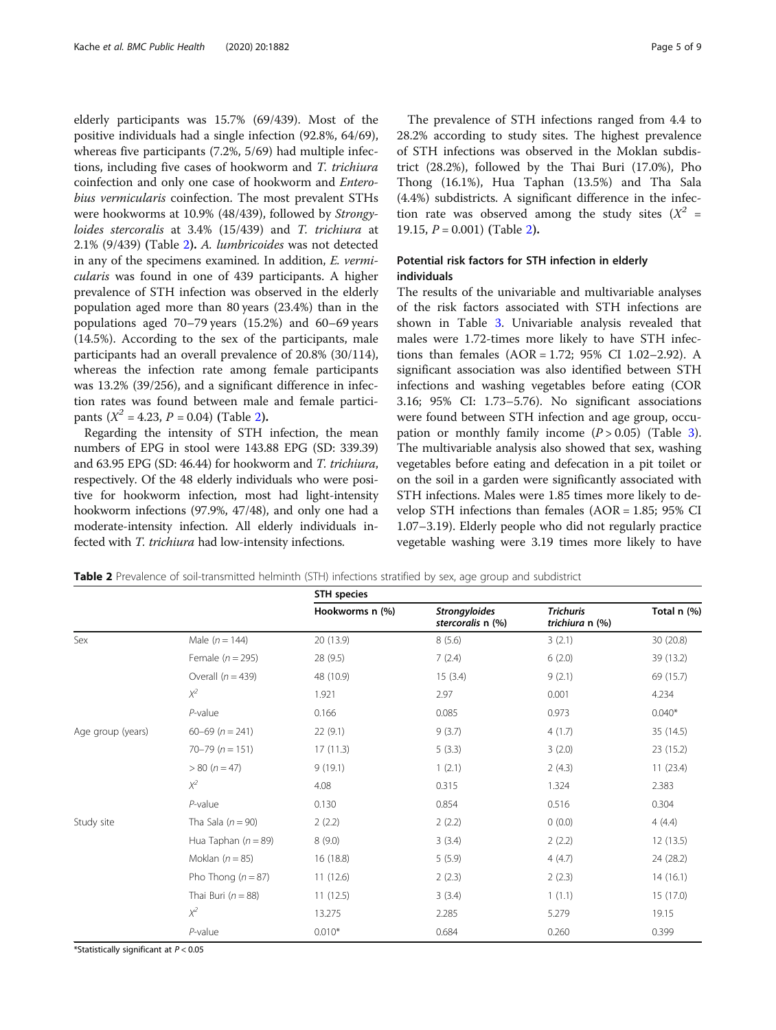elderly participants was 15.7% (69/439). Most of the positive individuals had a single infection (92.8%, 64/69), whereas five participants (7.2%, 5/69) had multiple infections, including five cases of hookworm and *T. trichiura* coinfection and only one case of hookworm and *Enterobius vermicularis* coinfection. The most prevalent STHs were hookworms at 10.9% (48/439), followed by *Strongyloides stercoralis* at 3.4% (15/439) and *T. trichiura* at 2.1% (9/439) (Table 2). *A. lumbricoides* was not detected in any of the specimens examined. In addition, *E. vermicularis* was found in one of 439 participants. A higher prevalence of STH infection was observed in the elderly population aged more than 80 years (23.4%) than in the populations aged 70–79 years (15.2%) and 60–69 years (14.5%). According to the sex of the participants, male participants had an overall prevalence of 20.8% (30/114), whereas the infection rate among female participants was 13.2% (39/256), and a significant difference in infection rates was found between male and female participants ($X^2$ = 4.23, $P$ = 0.04) (Table 2).

Regarding the intensity of STH infection, the mean numbers of EPG in stool were 143.88 EPG (SD: 339.39) and 63.95 EPG (SD: 46.44) for hookworm and *T. trichiura*, respectively. Of the 48 elderly individuals who were positive for hookworm infection, most had light-intensity hookworm infections (97.9%, 47/48), and only one had a moderate-intensity infection. All elderly individuals infected with *T. trichiura* had low-intensity infections.

The prevalence of STH infections ranged from 4.4 to 28.2% according to study sites. The highest prevalence of STH infections was observed in the Moklan subdistrict (28.2%), followed by the Thai Buri (17.0%), Pho Thong (16.1%), Hua Taphan (13.5%) and Tha Sala (4.4%) subdistricts. A significant difference in the infection rate was observed among the study sites ($X^2$ = 19.15, $P$ = 0.001) (Table 2).

## Potential risk factors for STH infection in elderly individuals

The results of the univariable and multivariable analyses of the risk factors associated with STH infections are shown in Table 3. Univariable analysis revealed that males were 1.72-times more likely to have STH infections than females (AOR = 1.72; 95% CI 1.02–2.92). A significant association was also identified between STH infections and washing vegetables before eating (COR 3.16; 95% CI: 1.73–5.76). No significant associations were found between STH infection and age group, occupation or monthly family income ($P$ > 0.05) (Table 3). The multivariable analysis also showed that sex, washing vegetables before eating and defecation in a pit toilet or on the soil in a garden were significantly associated with STH infections. Males were 1.85 times more likely to develop STH infections than females (AOR = 1.85; 95% CI 1.07–3.19). Elderly people who did not regularly practice vegetable washing were 3.19 times more likely to have

**Table 2** Prevalence of soil-transmitted helminth (STH) infections stratified by sex, age group and subdistrict

| | | STH species | | | |
|---|---|---|---|---|---|
| | | Hookworms n (%) | *Strongyloides stercoralis* n (%) | *Trichuris trichiura* n (%) | Total n (%) |
| Sex | Male (n = 144) | 20 (13.9) | 8 (5.6) | 3 (2.1) | 30 (20.8) |
| | Female (n = 295) | 28 (9.5) | 7 (2.4) | 6 (2.0) | 39 (13.2) |
| | Overall (n = 439) | 48 (10.9) | 15 (3.4) | 9 (2.1) | 69 (15.7) |
| | $X^2$ | 1.921 | 2.97 | 0.001 | 4.234 |
| | *P*-value | 0.166 | 0.085 | 0.973 | 0.040* |
| Age group (years) | 60–69 (n = 241) | 22 (9.1) | 9 (3.7) | 4 (1.7) | 35 (14.5) |
| | 70–79 (n = 151) | 17 (11.3) | 5 (3.3) | 3 (2.0) | 23 (15.2) |
| | > 80 (n = 47) | 9 (19.1) | 1 (2.1) | 2 (4.3) | 11 (23.4) |
| | $X^2$ | 4.08 | 0.315 | 1.324 | 2.383 |
| | *P*-value | 0.130 | 0.854 | 0.516 | 0.304 |
| Study site | Tha Sala (n = 90) | 2 (2.2) | 2 (2.2) | 0 (0.0) | 4 (4.4) |
| | Hua Taphan (n = 89) | 8 (9.0) | 3 (3.4) | 2 (2.2) | 12 (13.5) |
| | Moklan (n = 85) | 16 (18.8) | 5 (5.9) | 4 (4.7) | 24 (28.2) |
| | Pho Thong (n = 87) | 11 (12.6) | 2 (2.3) | 2 (2.3) | 14 (16.1) |
| | Thai Buri (n = 88) | 11 (12.5) | 3 (3.4) | 1 (1.1) | 15 (17.0) |
| | $X^2$ | 13.275 | 2.285 | 5.279 | 19.15 |
| | *P*-value | 0.010* | 0.684 | 0.260 | 0.399 |

*Statistically significant at $P$ < 0.05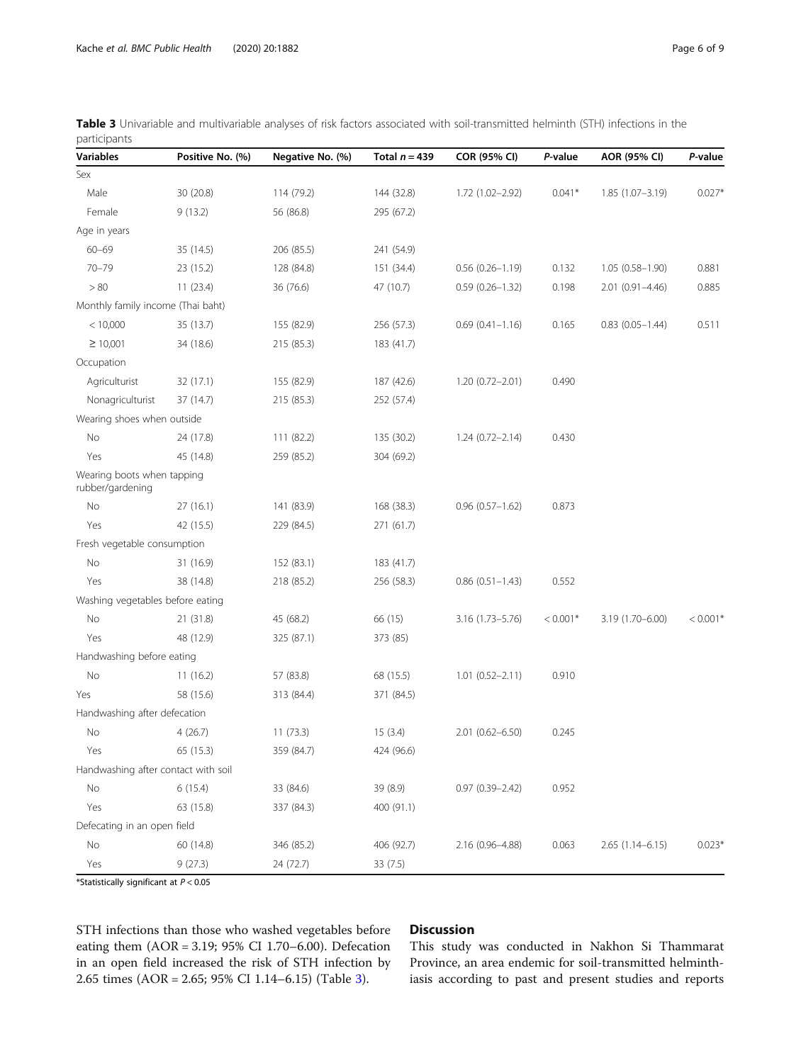**Table 3** Univariable and multivariable analyses of risk factors associated with soil-transmitted helminth (STH) infections in the participants

| Variables | Positive No. (%) | Negative No. (%) | Total $n = 439$ | COR (95% CI) | *P*-value | AOR (95% CI) | *P*-value |
|---|---|---|---|---|---|---|---|
| Sex | | | | | | | |
| Male | 30 (20.8) | 114 (79.2) | 144 (32.8) | 1.72 (1.02–2.92) | 0.041* | 1.85 (1.07–3.19) | 0.027* |
| Female | 9 (13.2) | 56 (86.8) | 295 (67.2) | | | | |
| Age in years | | | | | | | |
| 60–69 | 35 (14.5) | 206 (85.5) | 241 (54.9) | | | | |
| 70–79 | 23 (15.2) | 128 (84.8) | 151 (34.4) | 0.56 (0.26–1.19) | 0.132 | 1.05 (0.58–1.90) | 0.881 |
| > 80 | 11 (23.4) | 36 (76.6) | 47 (10.7) | 0.59 (0.26–1.32) | 0.198 | 2.01 (0.91–4.46) | 0.885 |
| Monthly family income (Thai baht) | | | | | | | |
| < 10,000 | 35 (13.7) | 155 (82.9) | 256 (57.3) | 0.69 (0.41–1.16) | 0.165 | 0.83 (0.05–1.44) | 0.511 |
| ≥ 10,001 | 34 (18.6) | 215 (85.3) | 183 (41.7) | | | | |
| Occupation | | | | | | | |
| Agriculturist | 32 (17.1) | 155 (82.9) | 187 (42.6) | 1.20 (0.72–2.01) | 0.490 | | |
| Nonagriculturist | 37 (14.7) | 215 (85.3) | 252 (57.4) | | | | |
| Wearing shoes when outside | | | | | | | |
| No | 24 (17.8) | 111 (82.2) | 135 (30.2) | 1.24 (0.72–2.14) | 0.430 | | |
| Yes | 45 (14.8) | 259 (85.2) | 304 (69.2) | | | | |
| Wearing boots when tapping rubber/gardening | | | | | | | |
| No | 27 (16.1) | 141 (83.9) | 168 (38.3) | 0.96 (0.57–1.62) | 0.873 | | |
| Yes | 42 (15.5) | 229 (84.5) | 271 (61.7) | | | | |
| Fresh vegetable consumption | | | | | | | |
| No | 31 (16.9) | 152 (83.1) | 183 (41.7) | | | | |
| Yes | 38 (14.8) | 218 (85.2) | 256 (58.3) | 0.86 (0.51–1.43) | 0.552 | | |
| Washing vegetables before eating | | | | | | | |
| No | 21 (31.8) | 45 (68.2) | 66 (15) | 3.16 (1.73–5.76) | < 0.001* | 3.19 (1.70–6.00) | < 0.001* |
| Yes | 48 (12.9) | 325 (87.1) | 373 (85) | | | | |
| Handwashing before eating | | | | | | | |
| No | 11 (16.2) | 57 (83.8) | 68 (15.5) | 1.01 (0.52–2.11) | 0.910 | | |
| Yes | 58 (15.6) | 313 (84.4) | 371 (84.5) | | | | |
| Handwashing after defecation | | | | | | | |
| No | 4 (26.7) | 11 (73.3) | 15 (3.4) | 2.01 (0.62–6.50) | 0.245 | | |
| Yes | 65 (15.3) | 359 (84.7) | 424 (96.6) | | | | |
| Handwashing after contact with soil | | | | | | | |
| No | 6 (15.4) | 33 (84.6) | 39 (8.9) | 0.97 (0.39–2.42) | 0.952 | | |
| Yes | 63 (15.8) | 337 (84.3) | 400 (91.1) | | | | |
| Defecating in an open field | | | | | | | |
| No | 60 (14.8) | 346 (85.2) | 406 (92.7) | 2.16 (0.96–4.88) | 0.063 | 2.65 (1.14–6.15) | 0.023* |
| Yes | 9 (27.3) | 24 (72.7) | 33 (7.5) | | | | |

*Statistically significant at $P < 0.05$

STH infections than those who washed vegetables before eating them (AOR = 3.19; 95% CI 1.70–6.00). Defecation in an open field increased the risk of STH infection by 2.65 times (AOR = 2.65; 95% CI 1.14–6.15) (Table 3).

## Discussion

This study was conducted in Nakhon Si Thammarat Province, an area endemic for soil-transmitted helminthiasis according to past and present studies and reports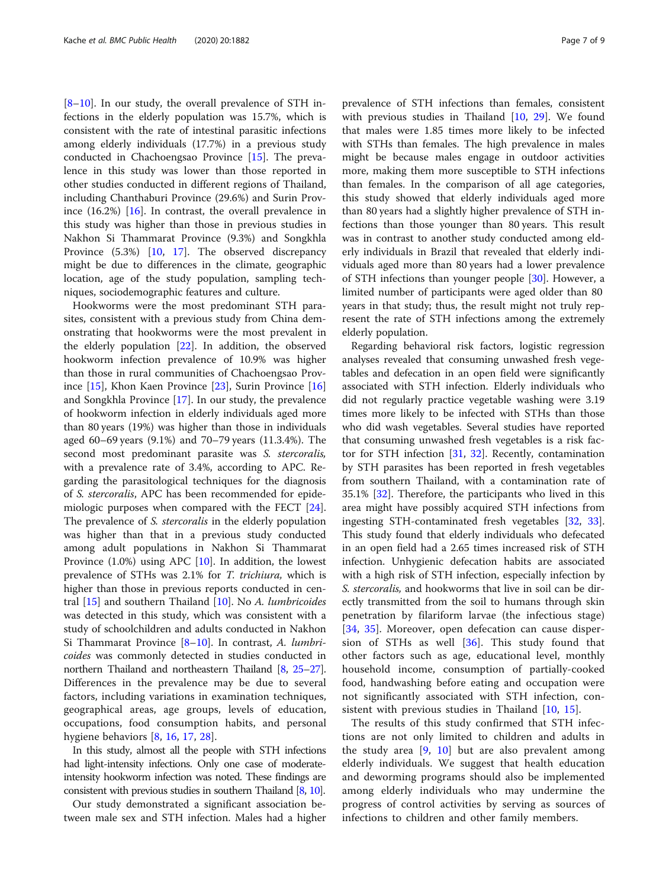[8–10]. In our study, the overall prevalence of STH infections in the elderly population was 15.7%, which is consistent with the rate of intestinal parasitic infections among elderly individuals (17.7%) in a previous study conducted in Chachoengsao Province [15]. The prevalence in this study was lower than those reported in other studies conducted in different regions of Thailand, including Chanthaburi Province (29.6%) and Surin Province (16.2%) [16]. In contrast, the overall prevalence in this study was higher than those in previous studies in Nakhon Si Thammarat Province (9.3%) and Songkhla Province (5.3%) [10, 17]. The observed discrepancy might be due to differences in the climate, geographic location, age of the study population, sampling techniques, sociodemographic features and culture.

Hookworms were the most predominant STH parasites, consistent with a previous study from China demonstrating that hookworms were the most prevalent in the elderly population [22]. In addition, the observed hookworm infection prevalence of 10.9% was higher than those in rural communities of Chachoengsao Province [15], Khon Kaen Province [23], Surin Province [16] and Songkhla Province [17]. In our study, the prevalence of hookworm infection in elderly individuals aged more than 80 years (19%) was higher than those in individuals aged 60–69 years (9.1%) and 70–79 years (11.3.4%). The second most predominant parasite was *S. stercoralis,* with a prevalence rate of 3.4%, according to APC. Regarding the parasitological techniques for the diagnosis of *S. stercoralis*, APC has been recommended for epidemiologic purposes when compared with the FECT [24]. The prevalence of *S. stercoralis* in the elderly population was higher than that in a previous study conducted among adult populations in Nakhon Si Thammarat Province (1.0%) using APC [10]. In addition, the lowest prevalence of STHs was 2.1% for *T. trichiura,* which is higher than those in previous reports conducted in central [15] and southern Thailand [10]. No *A. lumbricoides* was detected in this study, which was consistent with a study of schoolchildren and adults conducted in Nakhon Si Thammarat Province [8–10]. In contrast, *A. lumbricoides* was commonly detected in studies conducted in northern Thailand and northeastern Thailand [8, 25–27]. Differences in the prevalence may be due to several factors, including variations in examination techniques, geographical areas, age groups, levels of education, occupations, food consumption habits, and personal hygiene behaviors [8, 16, 17, 28].

In this study, almost all the people with STH infections had light-intensity infections. Only one case of moderate-intensity hookworm infection was noted. These findings are consistent with previous studies in southern Thailand [8, 10].

Our study demonstrated a significant association between male sex and STH infection. Males had a higher prevalence of STH infections than females, consistent with previous studies in Thailand [10, 29]. We found that males were 1.85 times more likely to be infected with STHs than females. The high prevalence in males might be because males engage in outdoor activities more, making them more susceptible to STH infections than females. In the comparison of all age categories, this study showed that elderly individuals aged more than 80 years had a slightly higher prevalence of STH infections than those younger than 80 years. This result was in contrast to another study conducted among elderly individuals in Brazil that revealed that elderly individuals aged more than 80 years had a lower prevalence of STH infections than younger people [30]. However, a limited number of participants were aged older than 80 years in that study; thus, the result might not truly represent the rate of STH infections among the extremely elderly population.

Regarding behavioral risk factors, logistic regression analyses revealed that consuming unwashed fresh vegetables and defecation in an open field were significantly associated with STH infection. Elderly individuals who did not regularly practice vegetable washing were 3.19 times more likely to be infected with STHs than those who did wash vegetables. Several studies have reported that consuming unwashed fresh vegetables is a risk factor for STH infection [31, 32]. Recently, contamination by STH parasites has been reported in fresh vegetables from southern Thailand, with a contamination rate of 35.1% [32]. Therefore, the participants who lived in this area might have possibly acquired STH infections from ingesting STH-contaminated fresh vegetables [32, 33]. This study found that elderly individuals who defecated in an open field had a 2.65 times increased risk of STH infection. Unhygienic defecation habits are associated with a high risk of STH infection, especially infection by *S. stercoralis,* and hookworms that live in soil can be directly transmitted from the soil to humans through skin penetration by filariform larvae (the infectious stage) [34, 35]. Moreover, open defecation can cause dispersion of STHs as well [36]. This study found that other factors such as age, educational level, monthly household income, consumption of partially-cooked food, handwashing before eating and occupation were not significantly associated with STH infection, consistent with previous studies in Thailand [10, 15].

The results of this study confirmed that STH infections are not only limited to children and adults in the study area [9, 10] but are also prevalent among elderly individuals. We suggest that health education and deworming programs should also be implemented among elderly individuals who may undermine the progress of control activities by serving as sources of infections to children and other family members.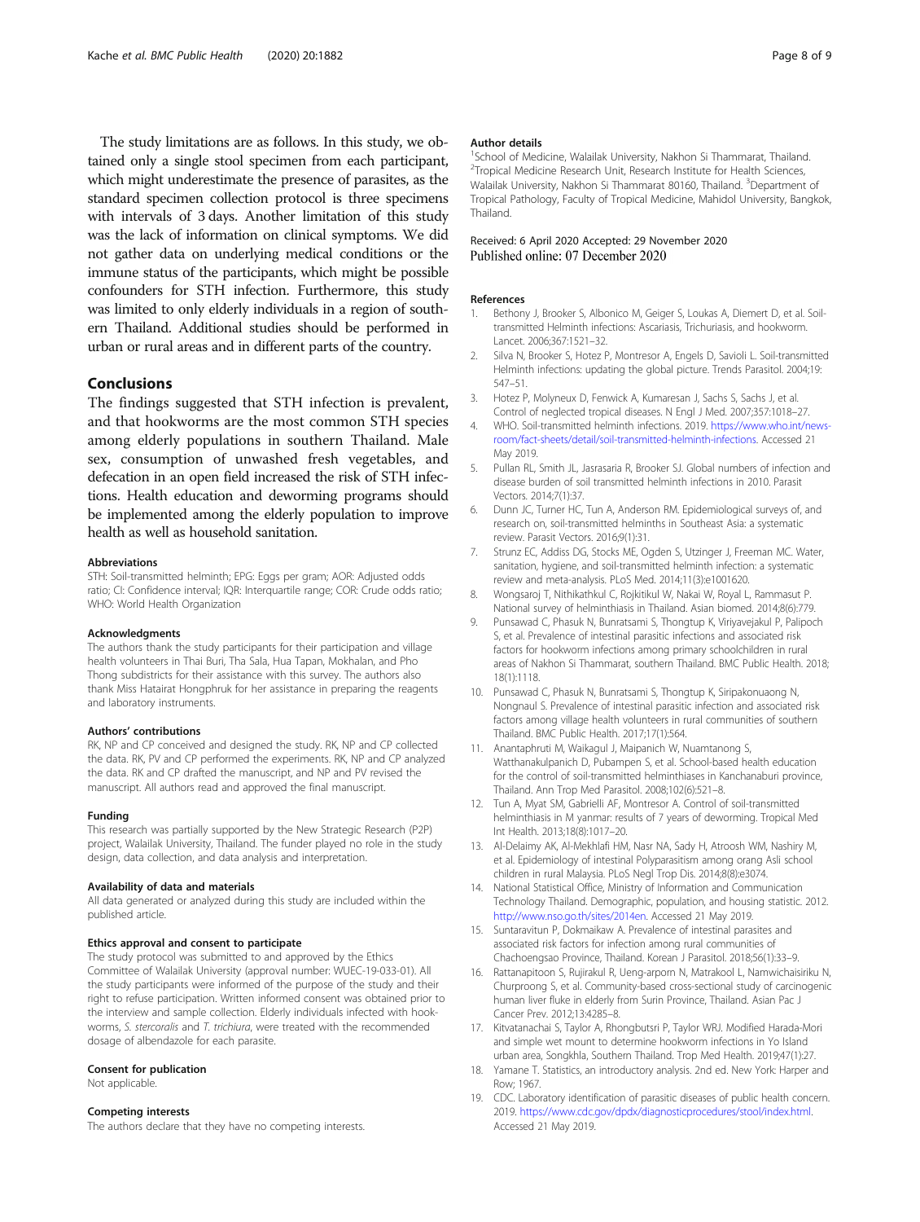The study limitations are as follows. In this study, we obtained only a single stool specimen from each participant, which might underestimate the presence of parasites, as the standard specimen collection protocol is three specimens with intervals of 3 days. Another limitation of this study was the lack of information on clinical symptoms. We did not gather data on underlying medical conditions or the immune status of the participants, which might be possible confounders for STH infection. Furthermore, this study was limited to only elderly individuals in a region of southern Thailand. Additional studies should be performed in urban or rural areas and in different parts of the country.

## Conclusions

The findings suggested that STH infection is prevalent, and that hookworms are the most common STH species among elderly populations in southern Thailand. Male sex, consumption of unwashed fresh vegetables, and defecation in an open field increased the risk of STH infections. Health education and deworming programs should be implemented among the elderly population to improve health as well as household sanitation.

### Abbreviations

STH: Soil-transmitted helminth; EPG: Eggs per gram; AOR: Adjusted odds ratio; CI: Confidence interval; IQR: Interquartile range; COR: Crude odds ratio; WHO: World Health Organization

### Acknowledgments

The authors thank the study participants for their participation and village health volunteers in Thai Buri, Tha Sala, Hua Tapan, Mokhalan, and Pho Thong subdistricts for their assistance with this survey. The authors also thank Miss Hatairat Hongphruk for her assistance in preparing the reagents and laboratory instruments.

### Authors' contributions

RK, NP and CP conceived and designed the study. RK, NP and CP collected the data. RK, PV and CP performed the experiments. RK, NP and CP analyzed the data. RK and CP drafted the manuscript, and NP and PV revised the manuscript. All authors read and approved the final manuscript.

### Funding

This research was partially supported by the New Strategic Research (P2P) project, Walailak University, Thailand. The funder played no role in the study design, data collection, and data analysis and interpretation.

### Availability of data and materials

All data generated or analyzed during this study are included within the published article.

### Ethics approval and consent to participate

The study protocol was submitted to and approved by the Ethics Committee of Walailak University (approval number: WUEC-19-033-01). All the study participants were informed of the purpose of the study and their right to refuse participation. Written informed consent was obtained prior to the interview and sample collection. Elderly individuals infected with hookworms, *S. stercoralis* and *T. trichiura*, were treated with the recommended dosage of albendazole for each parasite.

### Consent for publication

Not applicable.

### Competing interests

The authors declare that they have no competing interests.

### Author details

[1]School of Medicine, Walailak University, Nakhon Si Thammarat, Thailand. [2]Tropical Medicine Research Unit, Research Institute for Health Sciences, Walailak University, Nakhon Si Thammarat 80160, Thailand. [3]Department of Tropical Pathology, Faculty of Tropical Medicine, Mahidol University, Bangkok, Thailand.

Received: 6 April 2020 Accepted: 29 November 2020
Published online: 07 December 2020

### References

1. Bethony J, Brooker S, Albonico M, Geiger S, Loukas A, Diemert D, et al. Soil-transmitted Helminth infections: Ascariasis, Trichuriasis, and hookworm. Lancet. 2006;367:1521–32.
2. Silva N, Brooker S, Hotez P, Montresor A, Engels D, Savioli L. Soil-transmitted Helminth infections: updating the global picture. Trends Parasitol. 2004;19:547–51.
3. Hotez P, Molyneux D, Fenwick A, Kumaresan J, Sachs S, Sachs J, et al. Control of neglected tropical diseases. N Engl J Med. 2007;357:1018–27.
4. WHO. Soil-transmitted helminth infections. 2019. https://www.who.int/news-room/fact-sheets/detail/soil-transmitted-helminth-infections. Accessed 21 May 2019.
5. Pullan RL, Smith JL, Jasrasaria R, Brooker SJ. Global numbers of infection and disease burden of soil transmitted helminth infections in 2010. Parasit Vectors. 2014;7(1):37.
6. Dunn JC, Turner HC, Tun A, Anderson RM. Epidemiological surveys of, and research on, soil-transmitted helminths in Southeast Asia: a systematic review. Parasit Vectors. 2016;9(1):31.
7. Strunz EC, Addiss DG, Stocks ME, Ogden S, Utzinger J, Freeman MC. Water, sanitation, hygiene, and soil-transmitted helminth infection: a systematic review and meta-analysis. PLoS Med. 2014;11(3):e1001620.
8. Wongsaroj T, Nithikathkul C, Rojkitikul W, Nakai W, Royal L, Rammasut P. National survey of helminthiasis in Thailand. Asian biomed. 2014;8(6):779.
9. Punsawad C, Phasuk N, Bunratsami S, Thongtup K, Viriyavejakul P, Palipoch S, et al. Prevalence of intestinal parasitic infections and associated risk factors for hookworm infections among primary schoolchildren in rural areas of Nakhon Si Thammarat, southern Thailand. BMC Public Health. 2018;18(1):1118.
10. Punsawad C, Phasuk N, Bunratsami S, Thongtup K, Siripakonuaong N, Nongnaul S. Prevalence of intestinal parasitic infection and associated risk factors among village health volunteers in rural communities of southern Thailand. BMC Public Health. 2017;17(1):564.
11. Anantaphruti M, Waikagul J, Maipanich W, Nuamtanong S, Watthanakulpanich D, Pubampen S, et al. School-based health education for the control of soil-transmitted helminthiases in Kanchanaburi province, Thailand. Ann Trop Med Parasitol. 2008;102(6):521–8.
12. Tun A, Myat SM, Gabrielli AF, Montresor A. Control of soil-transmitted helminthiasis in M yanmar: results of 7 years of deworming. Tropical Med Int Health. 2013;18(8):1017–20.
13. Al-Delaimy AK, Al-Mekhlafi HM, Nasr NA, Sady H, Atroosh WM, Nashiry M, et al. Epidemiology of intestinal Polyparasitism among orang Asli school children in rural Malaysia. PLoS Negl Trop Dis. 2014;8(8):e3074.
14. National Statistical Office, Ministry of Information and Communication Technology Thailand. Demographic, population, and housing statistic. 2012. http://www.nso.go.th/sites/2014en. Accessed 21 May 2019.
15. Suntaravitun P, Dokmaikaw A. Prevalence of intestinal parasites and associated risk factors for infection among rural communities of Chachoengsao Province, Thailand. Korean J Parasitol. 2018;56(1):33–9.
16. Rattanapitoon S, Rujirakul R, Ueng-arporn N, Matrakool L, Namwichaisiriku N, Churproong S, et al. Community-based cross-sectional study of carcinogenic human liver fluke in elderly from Surin Province, Thailand. Asian Pac J Cancer Prev. 2012;13:4285–8.
17. Kitvatanachai S, Taylor A, Rhongbutsri P, Taylor WRJ. Modified Harada-Mori and simple wet mount to determine hookworm infections in Yo Island urban area, Songkhla, Southern Thailand. Trop Med Health. 2019;47(1):27.
18. Yamane T. Statistics, an introductory analysis. 2nd ed. New York: Harper and Row; 1967.
19. CDC. Laboratory identification of parasitic diseases of public health concern. 2019. https://www.cdc.gov/dpdx/diagnosticprocedures/stool/index.html. Accessed 21 May 2019.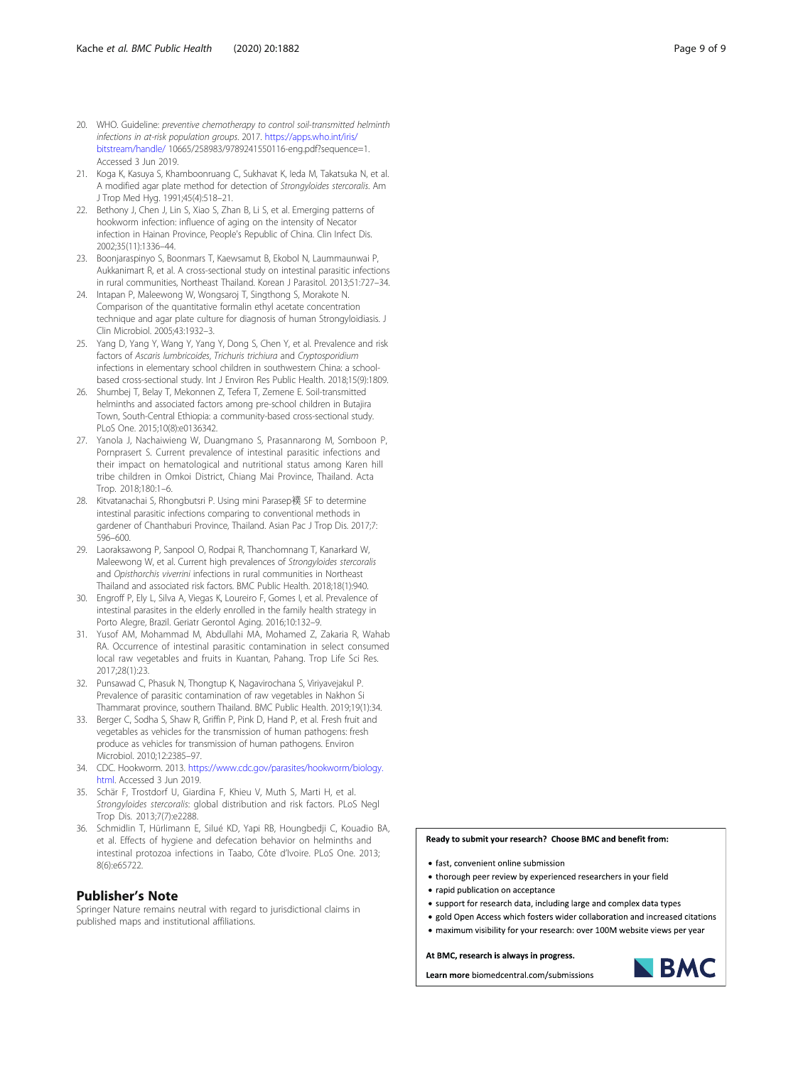20. WHO. Guideline: *preventive chemotherapy to control soil-transmitted helminth infections in at-risk population groups*. 2017. https://apps.who.int/iris/bitstream/handle/ 10665/258983/9789241550116-eng.pdf?sequence=1. Accessed 3 Jun 2019.
21. Koga K, Kasuya S, Khamboonruang C, Sukhavat K, Ieda M, Takatsuka N, et al. A modified agar plate method for detection of *Strongyloides stercoralis*. Am J Trop Med Hyg. 1991;45(4):518–21.
22. Bethony J, Chen J, Lin S, Xiao S, Zhan B, Li S, et al. Emerging patterns of hookworm infection: influence of aging on the intensity of Necator infection in Hainan Province, People's Republic of China. Clin Infect Dis. 2002;35(11):1336–44.
23. Boonjaraspinyo S, Boonmars T, Kaewsamut B, Ekobol N, Laummaunwai P, Aukkanimart R, et al. A cross-sectional study on intestinal parasitic infections in rural communities, Northeast Thailand. Korean J Parasitol. 2013;51:727–34.
24. Intapan P, Maleewong W, Wongsaroj T, Singthong S, Morakote N. Comparison of the quantitative formalin ethyl acetate concentration technique and agar plate culture for diagnosis of human Strongyloidiasis. J Clin Microbiol. 2005;43:1932–3.
25. Yang D, Yang Y, Wang Y, Yang Y, Dong S, Chen Y, et al. Prevalence and risk factors of *Ascaris lumbricoides*, *Trichuris trichiura* and *Cryptosporidium* infections in elementary school children in southwestern China: a school-based cross-sectional study. Int J Environ Res Public Health. 2018;15(9):1809.
26. Shumbej T, Belay T, Mekonnen Z, Tefera T, Zemene E. Soil-transmitted helminths and associated factors among pre-school children in Butajira Town, South-Central Ethiopia: a community-based cross-sectional study. PLoS One. 2015;10(8):e0136342.
27. Yanola J, Nachaiwieng W, Duangmano S, Prasannarong M, Somboon P, Pornprasert S. Current prevalence of intestinal parasitic infections and their impact on hematological and nutritional status among Karen hill tribe children in Omkoi District, Chiang Mai Province, Thailand. Acta Trop. 2018;180:1–6.
28. Kitvatanachai S, Rhongbutsri P. Using mini Parasep裸 SF to determine intestinal parasitic infections comparing to conventional methods in gardener of Chanthaburi Province, Thailand. Asian Pac J Trop Dis. 2017;7:596–600.
29. Laoraksawong P, Sanpool O, Rodpai R, Thanchomnang T, Kanarkard W, Maleewong W, et al. Current high prevalences of *Strongyloides stercoralis* and *Opisthorchis viverrini* infections in rural communities in Northeast Thailand and associated risk factors. BMC Public Health. 2018;18(1):940.
30. Engroff P, Ely L, Silva A, Viegas K, Loureiro F, Gomes I, et al. Prevalence of intestinal parasites in the elderly enrolled in the family health strategy in Porto Alegre, Brazil. Geriatr Gerontol Aging. 2016;10:132–9.
31. Yusof AM, Mohammad M, Abdullahi MA, Mohamed Z, Zakaria R, Wahab RA. Occurrence of intestinal parasitic contamination in select consumed local raw vegetables and fruits in Kuantan, Pahang. Trop Life Sci Res. 2017;28(1):23.
32. Punsawad C, Phasuk N, Thongtup K, Nagavirochana S, Viriyavejakul P. Prevalence of parasitic contamination of raw vegetables in Nakhon Si Thammarat province, southern Thailand. BMC Public Health. 2019;19(1):34.
33. Berger C, Sodha S, Shaw R, Griffin P, Pink D, Hand P, et al. Fresh fruit and vegetables as vehicles for the transmission of human pathogens: fresh produce as vehicles for transmission of human pathogens. Environ Microbiol. 2010;12:2385–97.
34. CDC. Hookworm. 2013. https://www.cdc.gov/parasites/hookworm/biology.html. Accessed 3 Jun 2019.
35. Schär F, Trostdorf U, Giardina F, Khieu V, Muth S, Marti H, et al. *Strongyloides stercoralis*: global distribution and risk factors. PLoS Negl Trop Dis. 2013;7(7):e2288.
36. Schmidlin T, Hürlimann E, Silué KD, Yapi RB, Houngbedji C, Kouadio BA, et al. Effects of hygiene and defecation behavior on helminths and intestinal protozoa infections in Taabo, Côte d'Ivoire. PLoS One. 2013;8(6):e65722.

## Publisher's Note

Springer Nature remains neutral with regard to jurisdictional claims in published maps and institutional affiliations.

**Ready to submit your research? Choose BMC and benefit from:**

- fast, convenient online submission
- thorough peer review by experienced researchers in your field
- rapid publication on acceptance
- support for research data, including large and complex data types
- gold Open Access which fosters wider collaboration and increased citations
- maximum visibility for your research: over 100M website views per year

**At BMC, research is always in progress.**

**Learn more** biomedcentral.com/submissions

BMC